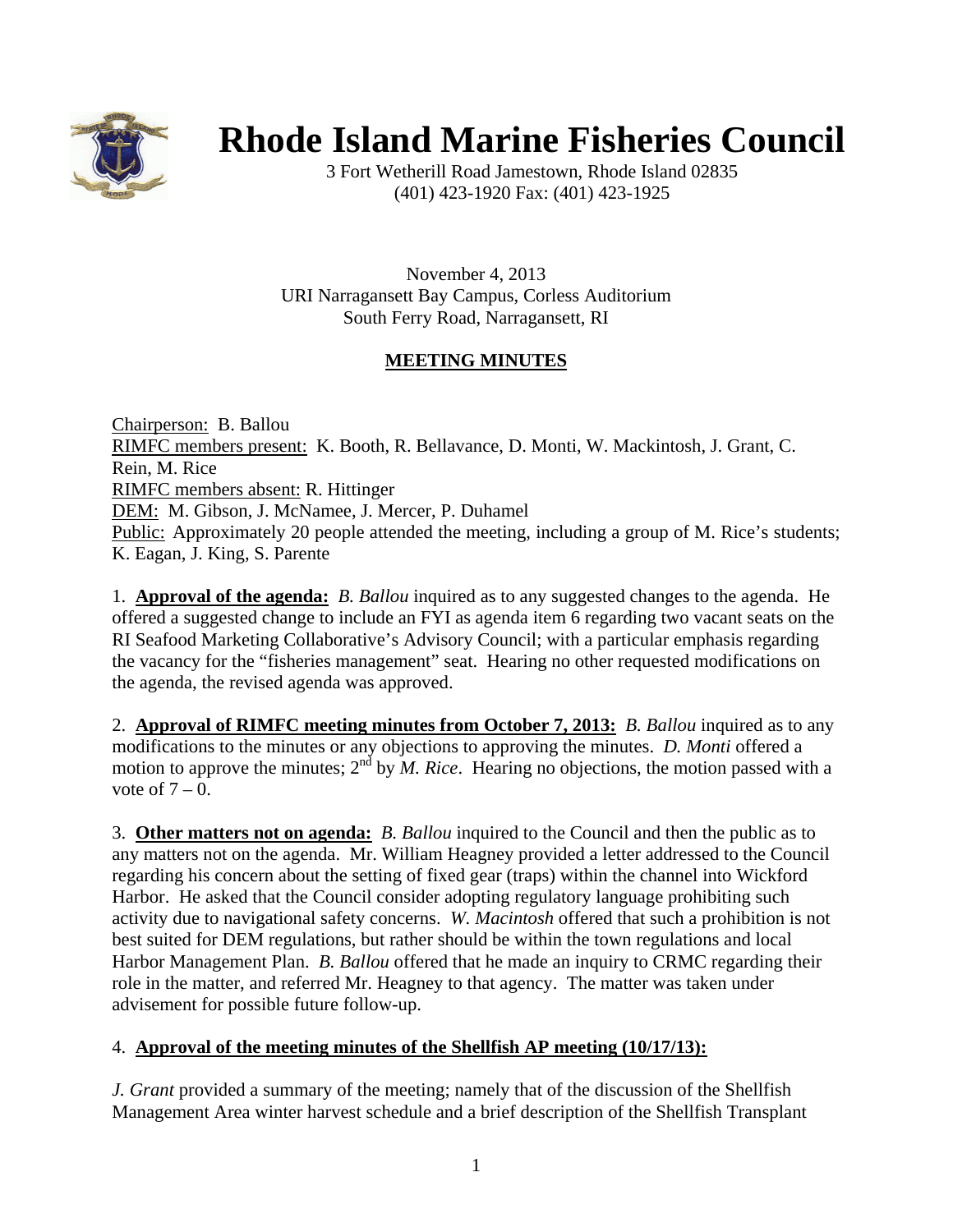# Rhode Island Marine Fisheries Council

3 Fort Wetherill Road Jamestown, Rhode Island 02835
(401) 423-1920 Fax: (401) 423-1925

November 4, 2013
URI Narragansett Bay Campus, Corless Auditorium
South Ferry Road, Narragansett, RI

## MEETING MINUTES

Chairperson: B. Ballou
RIMFC members present: K. Booth, R. Bellavance, D. Monti, W. Mackintosh, J. Grant, C. Rein, M. Rice
RIMFC members absent: R. Hittinger
DEM: M. Gibson, J. McNamee, J. Mercer, P. Duhamel
Public: Approximately 20 people attended the meeting, including a group of M. Rice's students; K. Eagan, J. King, S. Parente

1. **Approval of the agenda:** *B. Ballou* inquired as to any suggested changes to the agenda. He offered a suggested change to include an FYI as agenda item 6 regarding two vacant seats on the RI Seafood Marketing Collaborative's Advisory Council; with a particular emphasis regarding the vacancy for the "fisheries management" seat. Hearing no other requested modifications on the agenda, the revised agenda was approved.

2. **Approval of RIMFC meeting minutes from October 7, 2013:** *B. Ballou* inquired as to any modifications to the minutes or any objections to approving the minutes. *D. Monti* offered a motion to approve the minutes; 2nd by *M. Rice*. Hearing no objections, the motion passed with a vote of 7 – 0.

3. **Other matters not on agenda:** *B. Ballou* inquired to the Council and then the public as to any matters not on the agenda. Mr. William Heagney provided a letter addressed to the Council regarding his concern about the setting of fixed gear (traps) within the channel into Wickford Harbor. He asked that the Council consider adopting regulatory language prohibiting such activity due to navigational safety concerns. *W. Macintosh* offered that such a prohibition is not best suited for DEM regulations, but rather should be within the town regulations and local Harbor Management Plan. *B. Ballou* offered that he made an inquiry to CRMC regarding their role in the matter, and referred Mr. Heagney to that agency. The matter was taken under advisement for possible future follow-up.

4. **Approval of the meeting minutes of the Shellfish AP meeting (10/17/13):**

*J. Grant* provided a summary of the meeting; namely that of the discussion of the Shellfish Management Area winter harvest schedule and a brief description of the Shellfish Transplant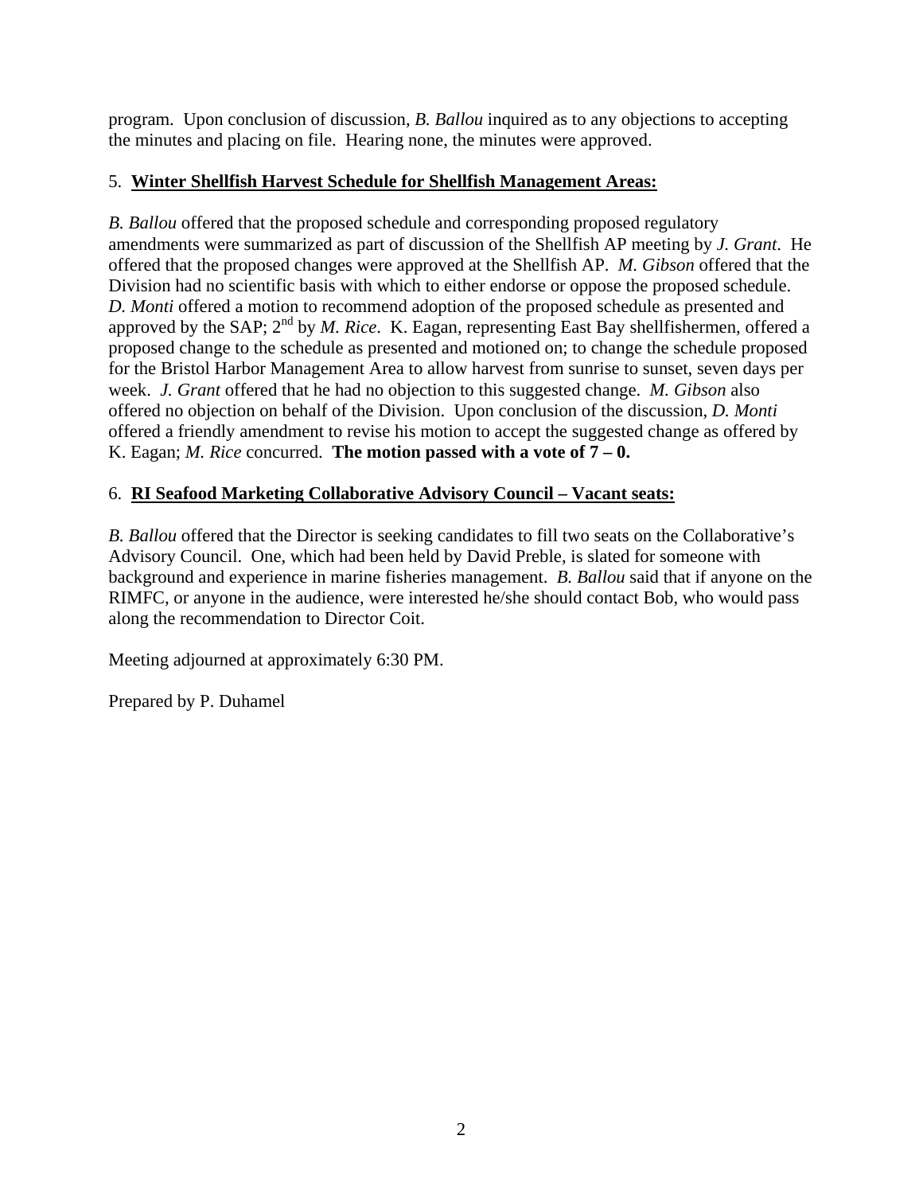program. Upon conclusion of discussion, *B. Ballou* inquired as to any objections to accepting the minutes and placing on file. Hearing none, the minutes were approved.

5. **Winter Shellfish Harvest Schedule for Shellfish Management Areas:**

*B. Ballou* offered that the proposed schedule and corresponding proposed regulatory amendments were summarized as part of discussion of the Shellfish AP meeting by *J. Grant*. He offered that the proposed changes were approved at the Shellfish AP. *M. Gibson* offered that the Division had no scientific basis with which to either endorse or oppose the proposed schedule. *D. Monti* offered a motion to recommend adoption of the proposed schedule as presented and approved by the SAP; 2nd by *M. Rice*. K. Eagan, representing East Bay shellfishermen, offered a proposed change to the schedule as presented and motioned on; to change the schedule proposed for the Bristol Harbor Management Area to allow harvest from sunrise to sunset, seven days per week. *J. Grant* offered that he had no objection to this suggested change. *M. Gibson* also offered no objection on behalf of the Division. Upon conclusion of the discussion, *D. Monti* offered a friendly amendment to revise his motion to accept the suggested change as offered by K. Eagan; *M. Rice* concurred. **The motion passed with a vote of 7 – 0.**

6. **RI Seafood Marketing Collaborative Advisory Council – Vacant seats:**

*B. Ballou* offered that the Director is seeking candidates to fill two seats on the Collaborative's Advisory Council. One, which had been held by David Preble, is slated for someone with background and experience in marine fisheries management. *B. Ballou* said that if anyone on the RIMFC, or anyone in the audience, were interested he/she should contact Bob, who would pass along the recommendation to Director Coit.

Meeting adjourned at approximately 6:30 PM.

Prepared by P. Duhamel